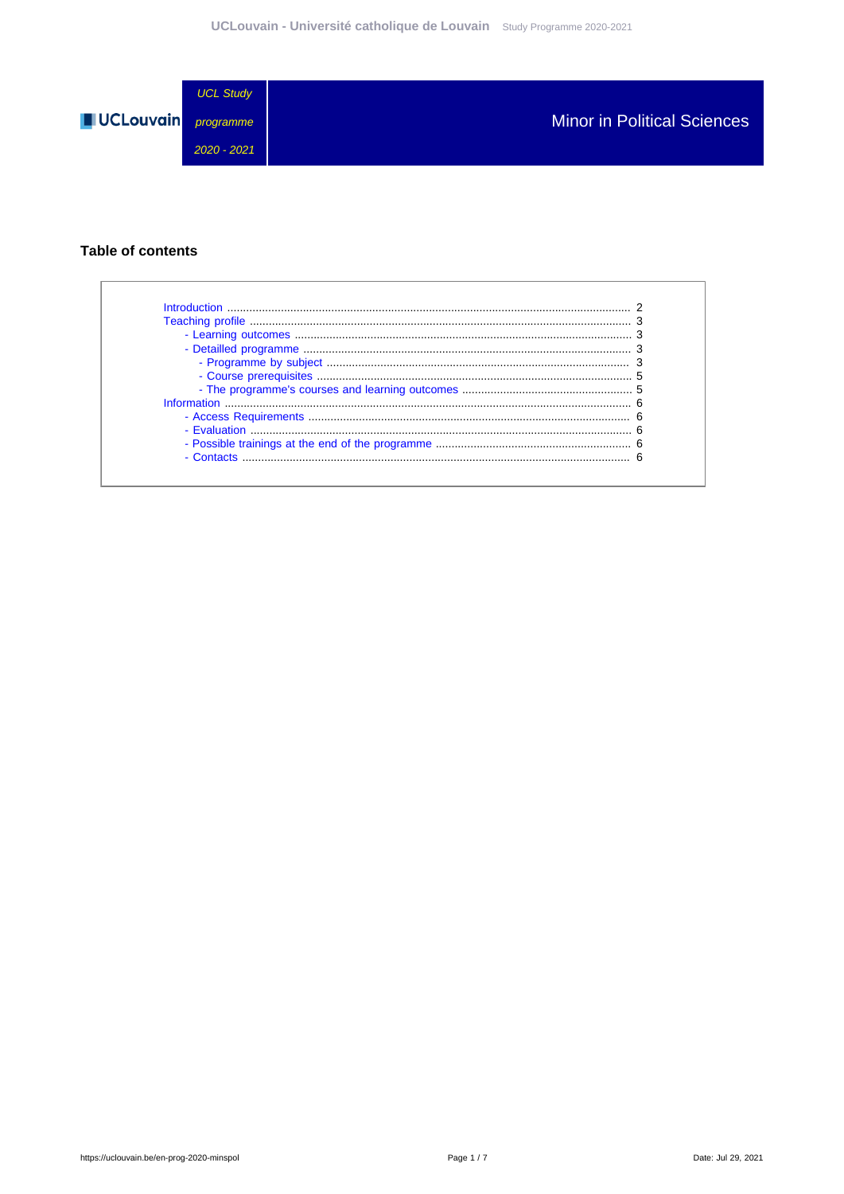UCL Study programme 2020 - 2021

# Minor in Political Sciences

## Table of contents

- Introduction ........ 2
- Teaching profile ........ 3
  - Learning outcomes ........ 3
  - Detailled programme ........ 3
    - Programme by subject ........ 3
    - Course prerequisites ........ 5
    - The programme's courses and learning outcomes ........ 5
- Information ........ 6
  - Access Requirements ........ 6
  - Evaluation ........ 6
  - Possible trainings at the end of the programme ........ 6
  - Contacts ........ 6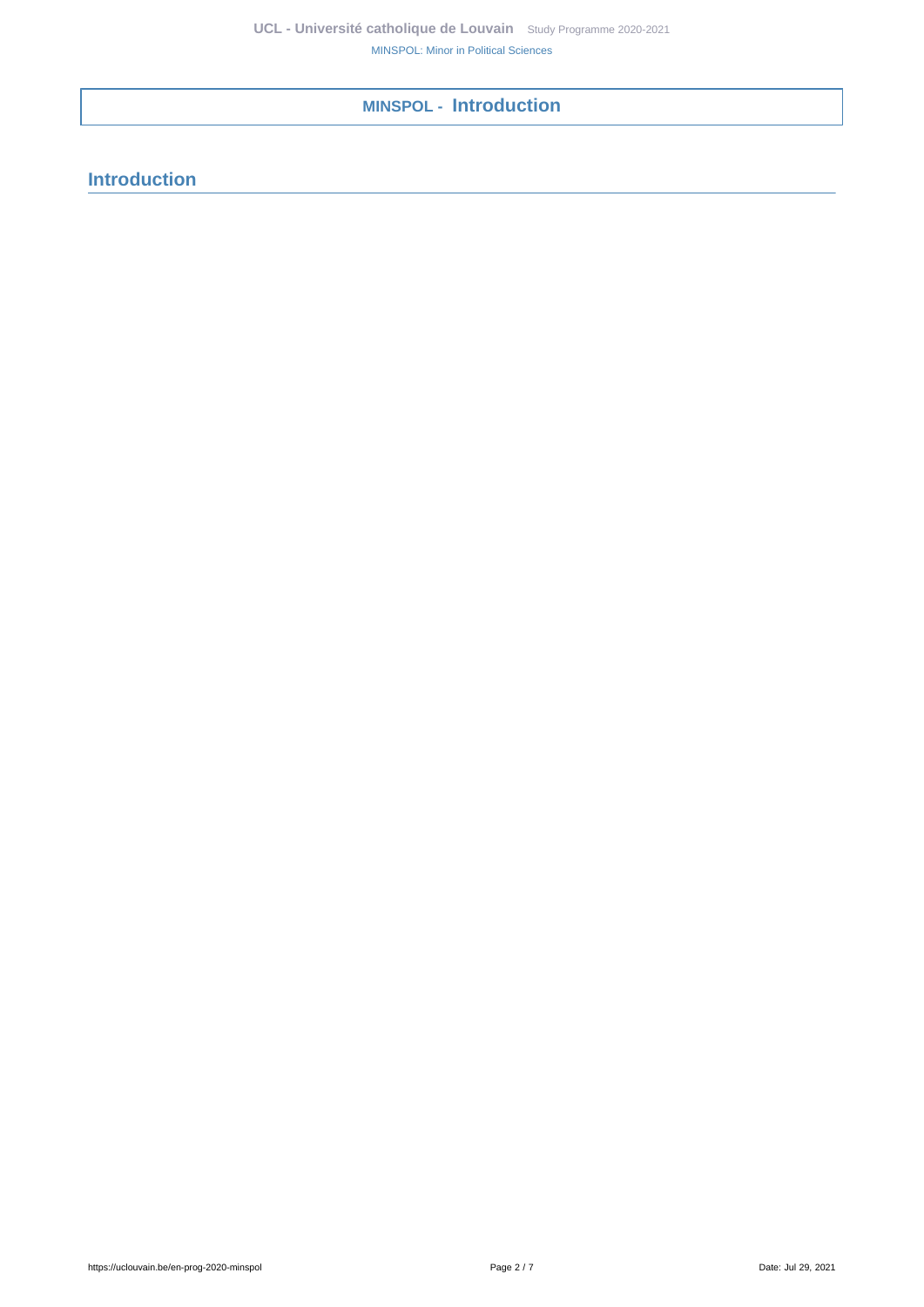# MINSPOL - Introduction

## Introduction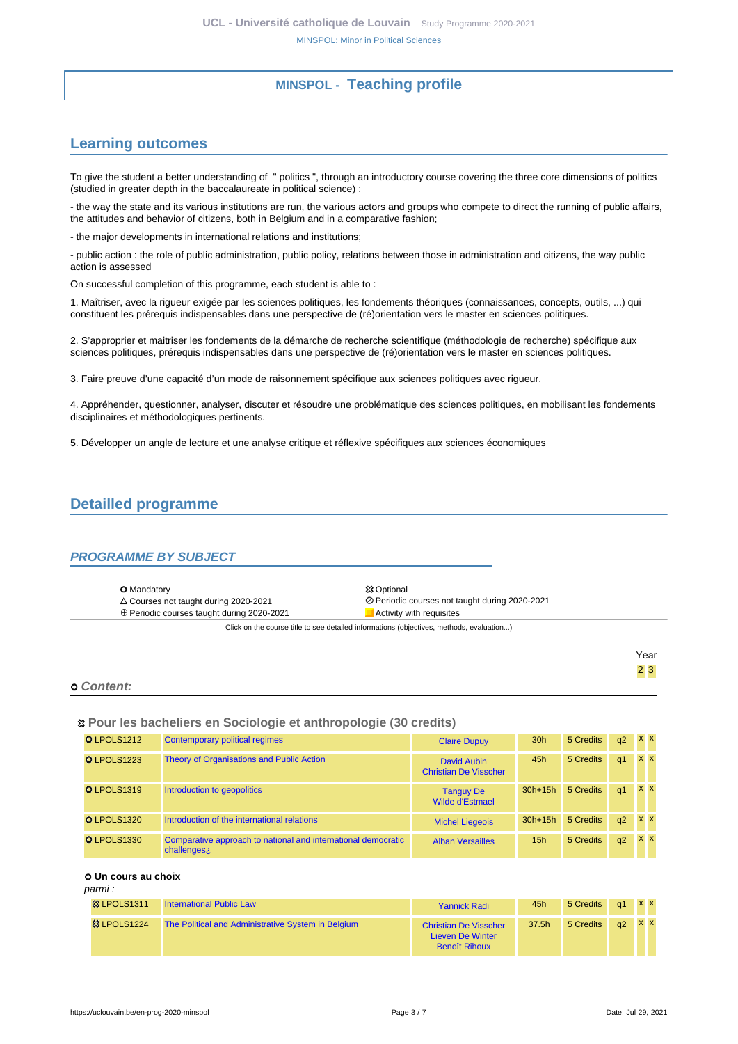## MINSPOL - Teaching profile

## Learning outcomes

To give the student a better understanding of " politics ", through an introductory course covering the three core dimensions of politics (studied in greater depth in the baccalaureate in political science) :

- the way the state and its various institutions are run, the various actors and groups who compete to direct the running of public affairs, the attitudes and behavior of citizens, both in Belgium and in a comparative fashion;

- the major developments in international relations and institutions;

- public action : the role of public administration, public policy, relations between those in administration and citizens, the way public action is assessed

On successful completion of this programme, each student is able to :

1. Maîtriser, avec la rigueur exigée par les sciences politiques, les fondements théoriques (connaissances, concepts, outils, ...) qui constituent les prérequis indispensables dans une perspective de (ré)orientation vers le master en sciences politiques.

2. S'approprier et maitriser les fondements de la démarche de recherche scientifique (méthodologie de recherche) spécifique aux sciences politiques, prérequis indispensables dans une perspective de (ré)orientation vers le master en sciences politiques.

3. Faire preuve d'une capacité d'un mode de raisonnement spécifique aux sciences politiques avec rigueur.

4. Appréhender, questionner, analyser, discuter et résoudre une problématique des sciences politiques, en mobilisant les fondements disciplinaires et méthodologiques pertinents.

5. Développer un angle de lecture et une analyse critique et réflexive spécifiques aux sciences économiques

## Detailled programme

### PROGRAMME BY SUBJECT

| | |
|---|---|
| ✪ Mandatory | ✧ Optional |
| △ Courses not taught during 2020-2021 | ⊘ Periodic courses not taught during 2020-2021 |
| ⊕ Periodic courses taught during 2020-2021 | Activity with requisites |

Click on the course title to see detailed informations (objectives, methods, evaluation...)

### ✪ Content:

#### ✧ Pour les bacheliers en Sociologie et anthropologie (30 credits)

| Code | Course | Teachers | Hours | Credits | Term | Year 2 | Year 3 |
|---|---|---|---|---|---|---|---|
| ✪ LPOLS1212 | Contemporary political regimes | Claire Dupuy | 30h | 5 Credits | q2 | x | x |
| ✪ LPOLS1223 | Theory of Organisations and Public Action | David Aubin, Christian De Visscher | 45h | 5 Credits | q1 | x | x |
| ✪ LPOLS1319 | Introduction to geopolitics | Tanguy De Wilde d'Estmael | 30h+15h | 5 Credits | q1 | x | x |
| ✪ LPOLS1320 | Introduction of the international relations | Michel Liegeois | 30h+15h | 5 Credits | q2 | x | x |
| ✪ LPOLS1330 | Comparative approach to national and international democratic challenges¿ | Alban Versailles | 15h | 5 Credits | q2 | x | x |

**✪ Un cours au choix**

*parmi :*

| Code | Course | Teachers | Hours | Credits | Term | Year 2 | Year 3 |
|---|---|---|---|---|---|---|---|
| ✧ LPOLS1311 | International Public Law | Yannick Radi | 45h | 5 Credits | q1 | x | x |
| ✧ LPOLS1224 | The Political and Administrative System in Belgium | Christian De Visscher, Lieven De Winter, Benoît Rihoux | 37.5h | 5 Credits | q2 | x | x |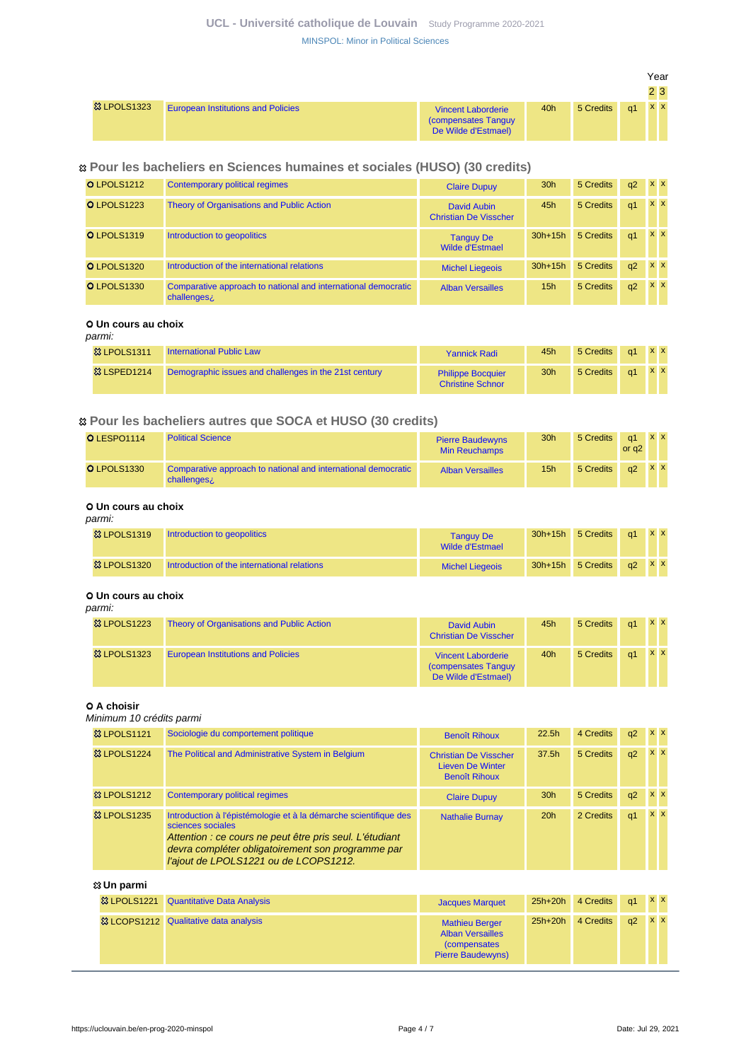| | | | | | | Year | |
|---|---|---|---|---|---|---|---|
| | | | | | | 2 | 3 |
| LPOLS1323 | European Institutions and Policies | Vincent Laborderie (compensates Tanguy De Wilde d'Estmael) | 40h | 5 Credits | q1 | x | x |

### Pour les bacheliers en Sciences humaines et sociales (HUSO) (30 credits)

| | | | | | | 2 | 3 |
|---|---|---|---|---|---|---|---|
| LPOLS1212 | Contemporary political regimes | Claire Dupuy | 30h | 5 Credits | q2 | x | x |
| LPOLS1223 | Theory of Organisations and Public Action | David Aubin, Christian De Visscher | 45h | 5 Credits | q1 | x | x |
| LPOLS1319 | Introduction to geopolitics | Tanguy De Wilde d'Estmael | 30h+15h | 5 Credits | q1 | x | x |
| LPOLS1320 | Introduction of the international relations | Michel Liegeois | 30h+15h | 5 Credits | q2 | x | x |
| LPOLS1330 | Comparative approach to national and international democratic challenges¿ | Alban Versailles | 15h | 5 Credits | q2 | x | x |

#### Un cours au choix

*parmi:*

| | | | | | | 2 | 3 |
|---|---|---|---|---|---|---|---|
| LPOLS1311 | International Public Law | Yannick Radi | 45h | 5 Credits | q1 | x | x |
| LSPED1214 | Demographic issues and challenges in the 21st century | Philippe Bocquier, Christine Schnor | 30h | 5 Credits | q1 | x | x |

### Pour les bacheliers autres que SOCA et HUSO (30 credits)

| | | | | | | 2 | 3 |
|---|---|---|---|---|---|---|---|
| LESPO1114 | Political Science | Pierre Baudewyns, Min Reuchamps | 30h | 5 Credits | q1 or q2 | x | x |
| LPOLS1330 | Comparative approach to national and international democratic challenges¿ | Alban Versailles | 15h | 5 Credits | q2 | x | x |

#### Un cours au choix

*parmi:*

| | | | | | | 2 | 3 |
|---|---|---|---|---|---|---|---|
| LPOLS1319 | Introduction to geopolitics | Tanguy De Wilde d'Estmael | 30h+15h | 5 Credits | q1 | x | x |
| LPOLS1320 | Introduction of the international relations | Michel Liegeois | 30h+15h | 5 Credits | q2 | x | x |

#### Un cours au choix

*parmi:*

| | | | | | | 2 | 3 |
|---|---|---|---|---|---|---|---|
| LPOLS1223 | Theory of Organisations and Public Action | David Aubin, Christian De Visscher | 45h | 5 Credits | q1 | x | x |
| LPOLS1323 | European Institutions and Policies | Vincent Laborderie (compensates Tanguy De Wilde d'Estmael) | 40h | 5 Credits | q1 | x | x |

#### A choisir

*Minimum 10 crédits parmi*

| | | | | | | 2 | 3 |
|---|---|---|---|---|---|---|---|
| LPOLS1121 | Sociologie du comportement politique | Benoît Rihoux | 22.5h | 4 Credits | q2 | x | x |
| LPOLS1224 | The Political and Administrative System in Belgium | Christian De Visscher, Lieven De Winter, Benoît Rihoux | 37.5h | 5 Credits | q2 | x | x |
| LPOLS1212 | Contemporary political regimes | Claire Dupuy | 30h | 5 Credits | q2 | x | x |
| LPOLS1235 | Introduction à l'épistémologie et à la démarche scientifique des sciences sociales *Attention : ce cours ne peut être pris seul. L'étudiant devra compléter obligatoirement son programme par l'ajout de LPOLS1221 ou de LCOPS1212.* | Nathalie Burnay | 20h | 2 Credits | q1 | x | x |

#### Un parmi

| | | | | | | 2 | 3 |
|---|---|---|---|---|---|---|---|
| LPOLS1221 | Quantitative Data Analysis | Jacques Marquet | 25h+20h | 4 Credits | q1 | x | x |
| LCOPS1212 | Qualitative data analysis | Mathieu Berger, Alban Versailles (compensates Pierre Baudewyns) | 25h+20h | 4 Credits | q2 | x | x |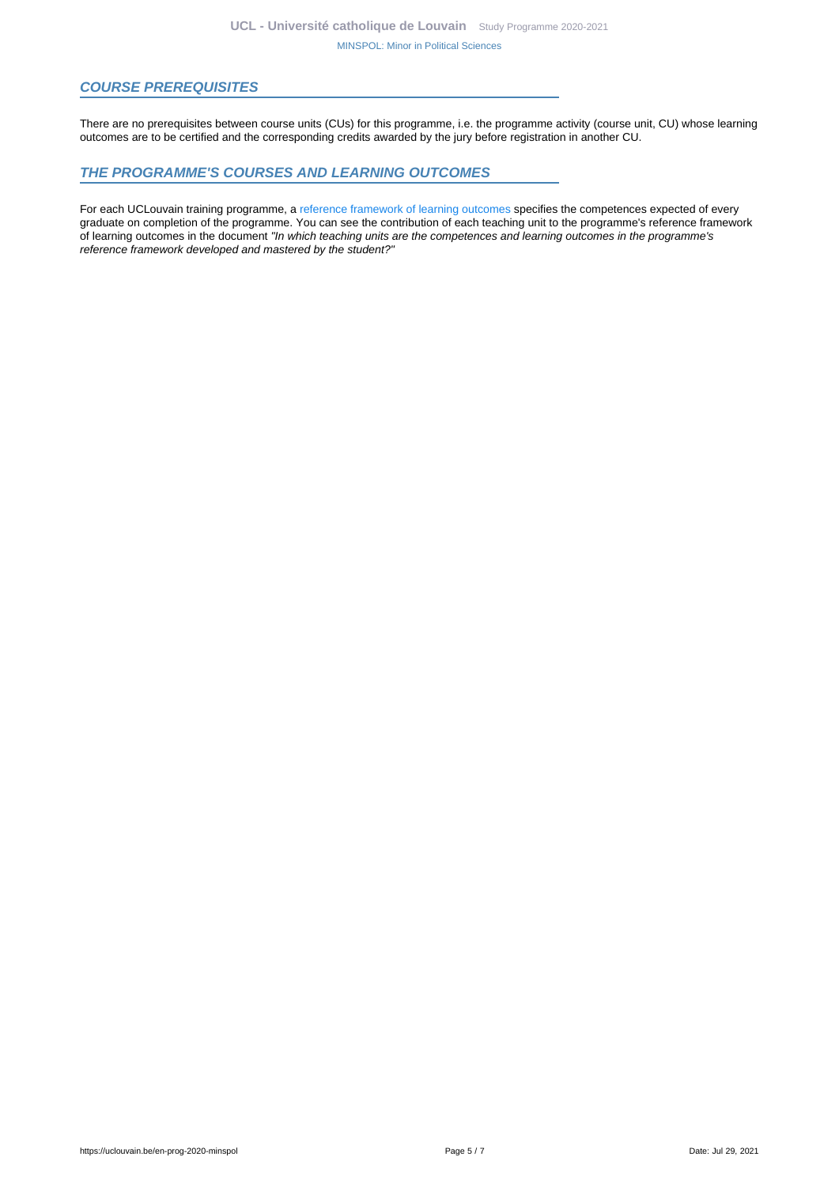## COURSE PREREQUISITES

There are no prerequisites between course units (CUs) for this programme, i.e. the programme activity (course unit, CU) whose learning outcomes are to be certified and the corresponding credits awarded by the jury before registration in another CU.

## THE PROGRAMME'S COURSES AND LEARNING OUTCOMES

For each UCLouvain training programme, a reference framework of learning outcomes specifies the competences expected of every graduate on completion of the programme. You can see the contribution of each teaching unit to the programme's reference framework of learning outcomes in the document *"In which teaching units are the competences and learning outcomes in the programme's reference framework developed and mastered by the student?"*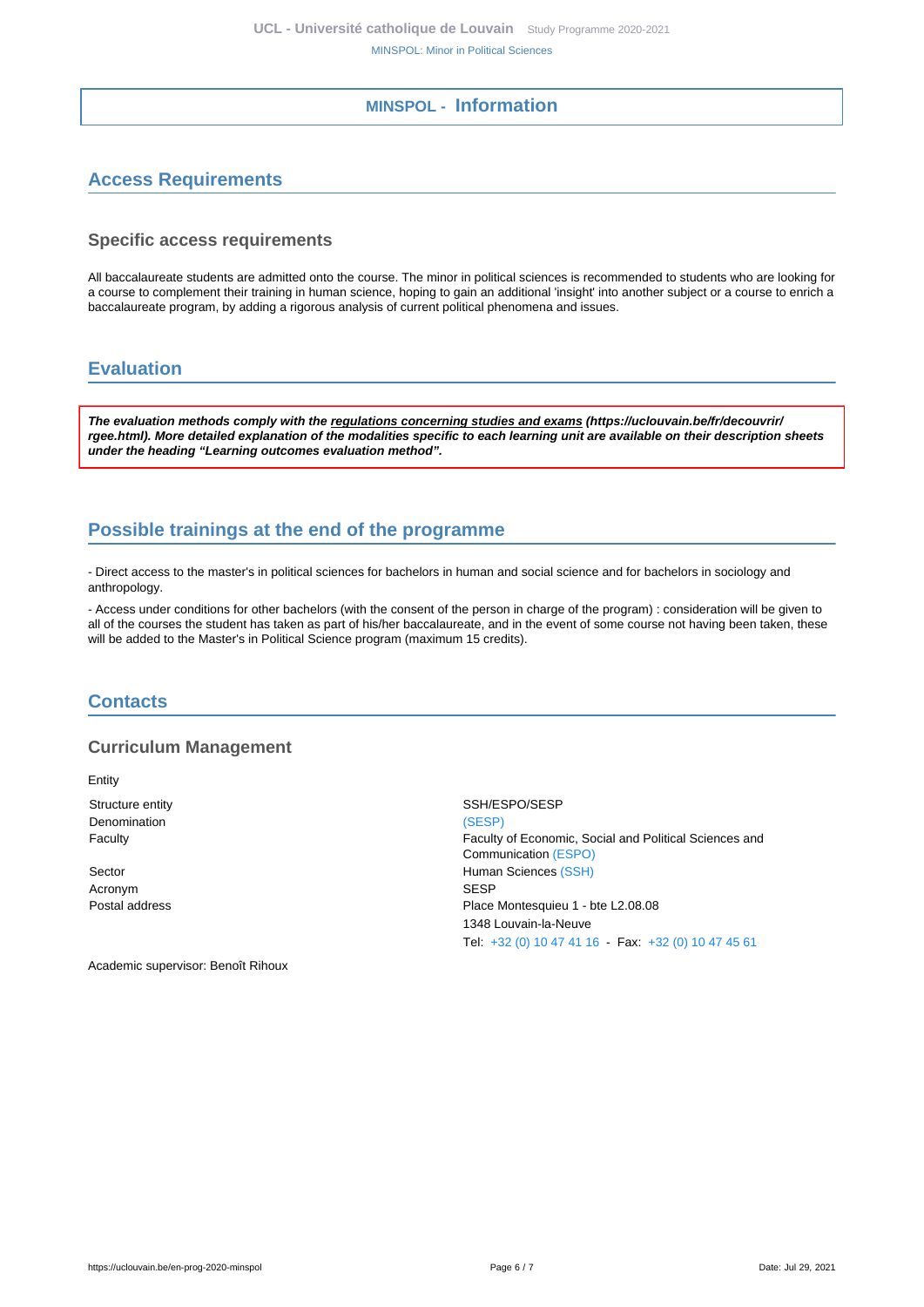# MINSPOL - Information

## Access Requirements

### Specific access requirements

All baccalaureate students are admitted onto the course. The minor in political sciences is recommended to students who are looking for a course to complement their training in human science, hoping to gain an additional 'insight' into another subject or a course to enrich a baccalaureate program, by adding a rigorous analysis of current political phenomena and issues.

## Evaluation

***The evaluation methods comply with the regulations concerning studies and exams (https://uclouvain.be/fr/decouvrir/rgee.html). More detailed explanation of the modalities specific to each learning unit are available on their description sheets under the heading "Learning outcomes evaluation method".***

## Possible trainings at the end of the programme

- Direct access to the master's in political sciences for bachelors in human and social science and for bachelors in sociology and anthropology.

- Access under conditions for other bachelors (with the consent of the person in charge of the program) : consideration will be given to all of the courses the student has taken as part of his/her baccalaureate, and in the event of some course not having been taken, these will be added to the Master's in Political Science program (maximum 15 credits).

## Contacts

### Curriculum Management

Entity

| | |
|---|---|
| Structure entity | SSH/ESPO/SESP |
| Denomination | (SESP) |
| Faculty | Faculty of Economic, Social and Political Sciences and Communication (ESPO) |
| Sector | Human Sciences (SSH) |
| Acronym | SESP |
| Postal address | Place Montesquieu 1 - bte L2.08.08<br>1348 Louvain-la-Neuve<br>Tel: +32 (0) 10 47 41 16 - Fax: +32 (0) 10 47 45 61 |

Academic supervisor: Benoît Rihoux